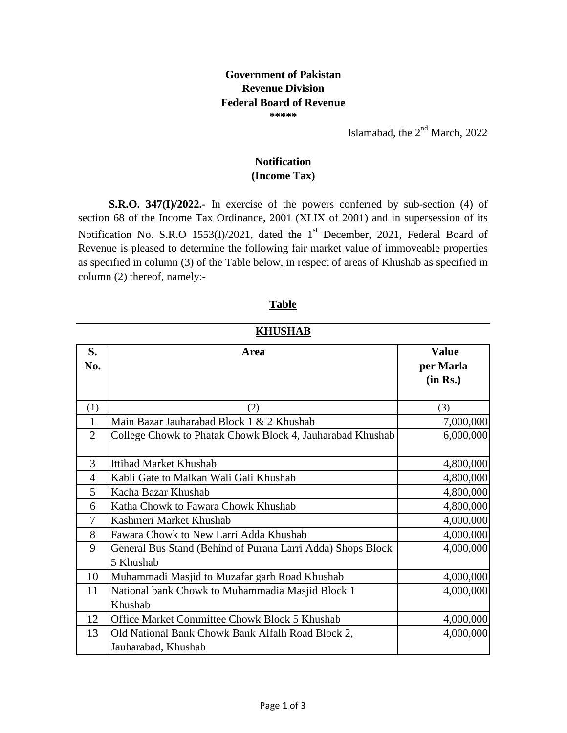**Government of Pakistan**
**Revenue Division**
**Federal Board of Revenue**
**\*\*\*\*\***

Islamabad, the 2nd March, 2022

## Notification
## (Income Tax)

**S.R.O. 347(I)/2022.-** In exercise of the powers conferred by sub-section (4) of section 68 of the Income Tax Ordinance, 2001 (XLIX of 2001) and in supersession of its Notification No. S.R.O 1553(I)/2021, dated the 1st December, 2021, Federal Board of Revenue is pleased to determine the following fair market value of immoveable properties as specified in column (3) of the Table below, in respect of areas of Khushab as specified in column (2) thereof, namely:-

**Table**

**KHUSHAB**

| S. No. | Area | Value per Marla (in Rs.) |
|---|---|---|
| (1) | (2) | (3) |
| 1 | Main Bazar Jauharabad Block 1 & 2 Khushab | 7,000,000 |
| 2 | College Chowk to Phatak Chowk Block 4, Jauharabad Khushab | 6,000,000 |
| 3 | Ittihad Market Khushab | 4,800,000 |
| 4 | Kabli Gate to Malkan Wali Gali Khushab | 4,800,000 |
| 5 | Kacha Bazar Khushab | 4,800,000 |
| 6 | Katha Chowk to Fawara Chowk Khushab | 4,800,000 |
| 7 | Kashmeri Market Khushab | 4,000,000 |
| 8 | Fawara Chowk to New Larri Adda Khushab | 4,000,000 |
| 9 | General Bus Stand (Behind of Purana Larri Adda) Shops Block 5 Khushab | 4,000,000 |
| 10 | Muhammadi Masjid to Muzafar garh Road Khushab | 4,000,000 |
| 11 | National bank Chowk to Muhammadia Masjid Block 1 Khushab | 4,000,000 |
| 12 | Office Market Committee Chowk Block 5 Khushab | 4,000,000 |
| 13 | Old National Bank Chowk Bank Alfalh Road Block 2, Jauharabad, Khushab | 4,000,000 |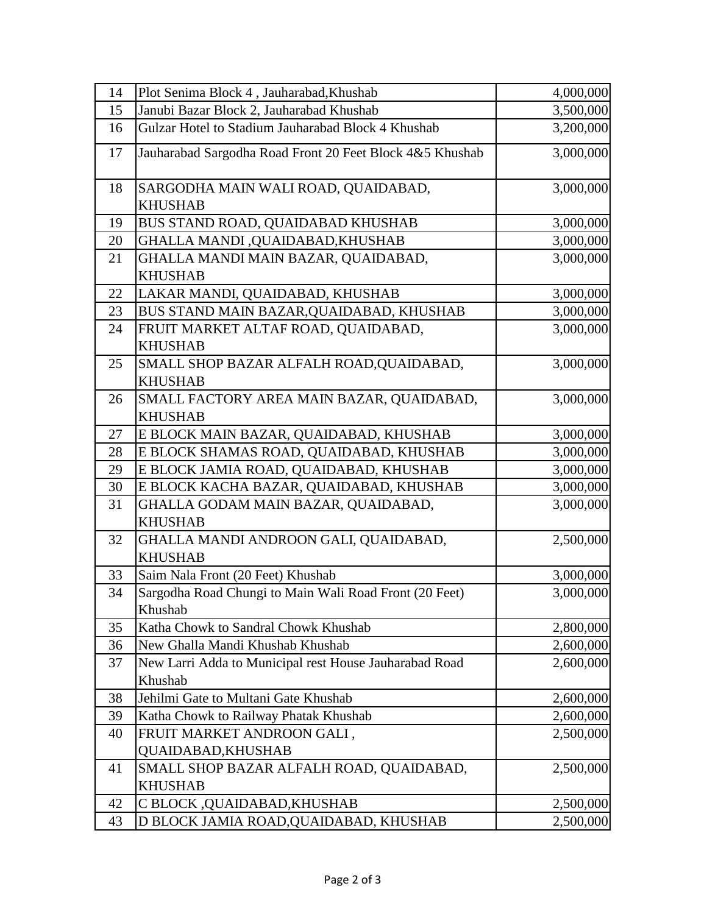| 14 | Plot Senima Block 4 , Jauharabad,Khushab | 4,000,000 |
|---|---|---|
| 15 | Janubi Bazar Block 2, Jauharabad Khushab | 3,500,000 |
| 16 | Gulzar Hotel to Stadium Jauharabad Block 4 Khushab | 3,200,000 |
| 17 | Jauharabad Sargodha Road Front 20 Feet Block 4&5 Khushab | 3,000,000 |
| 18 | SARGODHA MAIN WALI ROAD, QUAIDABAD, KHUSHAB | 3,000,000 |
| 19 | BUS STAND ROAD, QUAIDABAD KHUSHAB | 3,000,000 |
| 20 | GHALLA MANDI ,QUAIDABAD,KHUSHAB | 3,000,000 |
| 21 | GHALLA MANDI MAIN BAZAR, QUAIDABAD, KHUSHAB | 3,000,000 |
| 22 | LAKAR MANDI, QUAIDABAD, KHUSHAB | 3,000,000 |
| 23 | BUS STAND MAIN BAZAR,QUAIDABAD, KHUSHAB | 3,000,000 |
| 24 | FRUIT MARKET ALTAF ROAD, QUAIDABAD, KHUSHAB | 3,000,000 |
| 25 | SMALL SHOP BAZAR ALFALH ROAD,QUAIDABAD, KHUSHAB | 3,000,000 |
| 26 | SMALL FACTORY AREA MAIN BAZAR, QUAIDABAD, KHUSHAB | 3,000,000 |
| 27 | E BLOCK MAIN BAZAR, QUAIDABAD, KHUSHAB | 3,000,000 |
| 28 | E BLOCK SHAMAS ROAD, QUAIDABAD, KHUSHAB | 3,000,000 |
| 29 | E BLOCK JAMIA ROAD, QUAIDABAD, KHUSHAB | 3,000,000 |
| 30 | E BLOCK KACHA BAZAR, QUAIDABAD, KHUSHAB | 3,000,000 |
| 31 | GHALLA GODAM MAIN BAZAR, QUAIDABAD, KHUSHAB | 3,000,000 |
| 32 | GHALLA MANDI ANDROON GALI, QUAIDABAD, KHUSHAB | 2,500,000 |
| 33 | Saim Nala Front (20 Feet) Khushab | 3,000,000 |
| 34 | Sargodha Road Chungi to Main Wali Road Front (20 Feet) Khushab | 3,000,000 |
| 35 | Katha Chowk to Sandral Chowk Khushab | 2,800,000 |
| 36 | New Ghalla Mandi Khushab Khushab | 2,600,000 |
| 37 | New Larri Adda to Municipal rest House Jauharabad Road Khushab | 2,600,000 |
| 38 | Jehilmi Gate to Multani Gate Khushab | 2,600,000 |
| 39 | Katha Chowk to Railway Phatak Khushab | 2,600,000 |
| 40 | FRUIT MARKET ANDROON GALI , QUAIDABAD,KHUSHAB | 2,500,000 |
| 41 | SMALL SHOP BAZAR ALFALH ROAD, QUAIDABAD, KHUSHAB | 2,500,000 |
| 42 | C BLOCK ,QUAIDABAD,KHUSHAB | 2,500,000 |
| 43 | D BLOCK JAMIA ROAD,QUAIDABAD, KHUSHAB | 2,500,000 |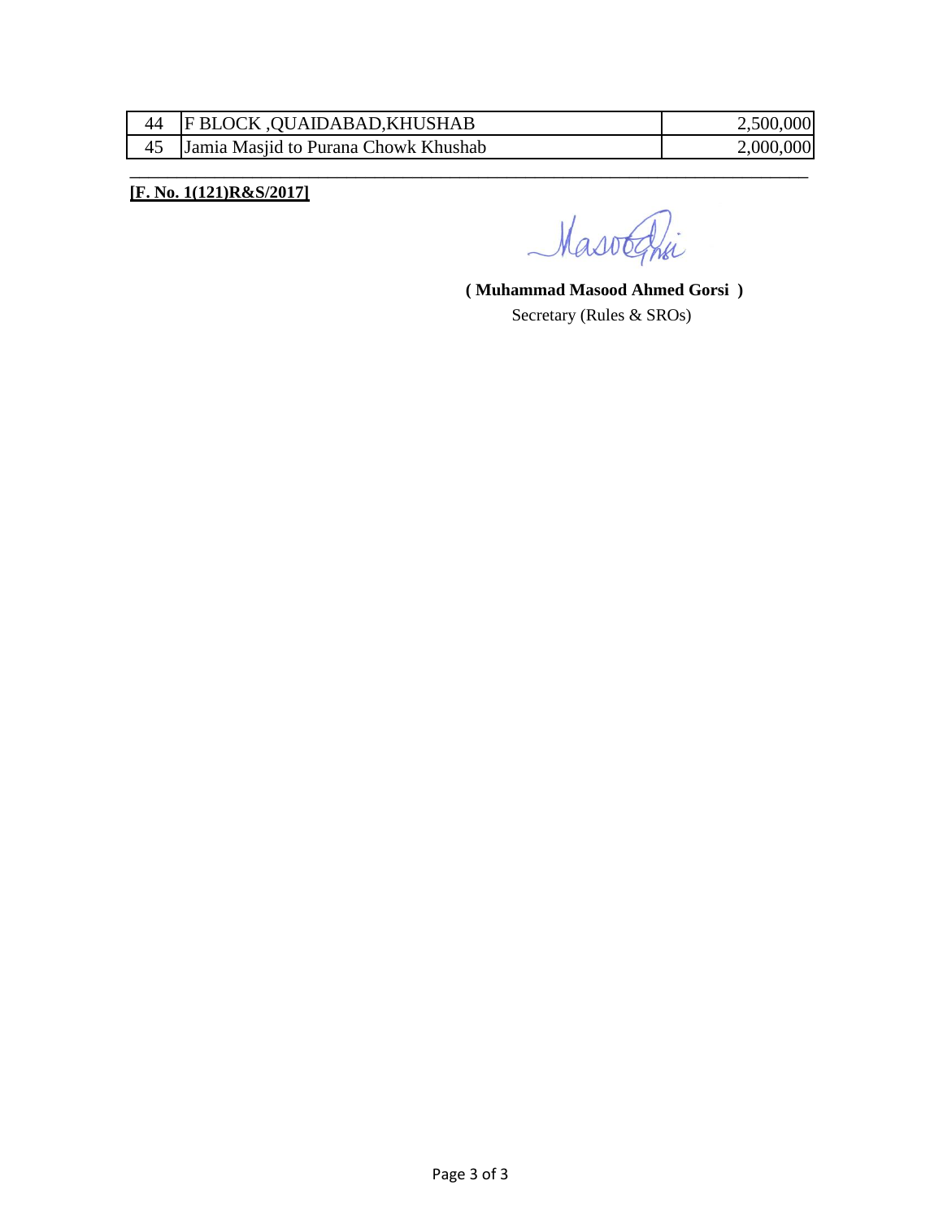| | | |
|---|---|---|
| 44 | F BLOCK ,QUAIDABAD,KHUSHAB | 2,500,000 |
| 45 | Jamia Masjid to Purana Chowk Khushab | 2,000,000 |

**[F. No. 1(121)R&S/2017]**

Masood Gorsi

**( Muhammad Masood Ahmed Gorsi )**
Secretary (Rules & SROs)